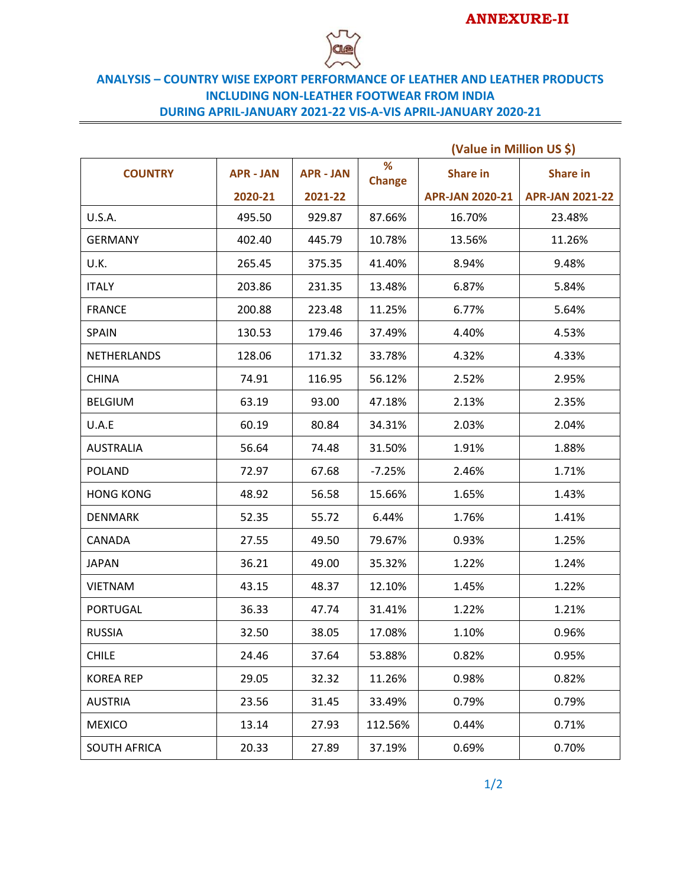**ANNEXURE-II**

## ANALYSIS – COUNTRY WISE EXPORT PERFORMANCE OF LEATHER AND LEATHER PRODUCTS INCLUDING NON-LEATHER FOOTWEAR FROM INDIA DURING APRIL-JANUARY 2021-22 VIS-A-VIS APRIL-JANUARY 2020-21

**(Value in Million US $)**

| COUNTRY | APR - JAN 2020-21 | APR - JAN 2021-22 | % Change | Share in APR-JAN 2020-21 | Share in APR-JAN 2021-22 |
|---|---|---|---|---|---|
| U.S.A. | 495.50 | 929.87 | 87.66% | 16.70% | 23.48% |
| GERMANY | 402.40 | 445.79 | 10.78% | 13.56% | 11.26% |
| U.K. | 265.45 | 375.35 | 41.40% | 8.94% | 9.48% |
| ITALY | 203.86 | 231.35 | 13.48% | 6.87% | 5.84% |
| FRANCE | 200.88 | 223.48 | 11.25% | 6.77% | 5.64% |
| SPAIN | 130.53 | 179.46 | 37.49% | 4.40% | 4.53% |
| NETHERLANDS | 128.06 | 171.32 | 33.78% | 4.32% | 4.33% |
| CHINA | 74.91 | 116.95 | 56.12% | 2.52% | 2.95% |
| BELGIUM | 63.19 | 93.00 | 47.18% | 2.13% | 2.35% |
| U.A.E | 60.19 | 80.84 | 34.31% | 2.03% | 2.04% |
| AUSTRALIA | 56.64 | 74.48 | 31.50% | 1.91% | 1.88% |
| POLAND | 72.97 | 67.68 | -7.25% | 2.46% | 1.71% |
| HONG KONG | 48.92 | 56.58 | 15.66% | 1.65% | 1.43% |
| DENMARK | 52.35 | 55.72 | 6.44% | 1.76% | 1.41% |
| CANADA | 27.55 | 49.50 | 79.67% | 0.93% | 1.25% |
| JAPAN | 36.21 | 49.00 | 35.32% | 1.22% | 1.24% |
| VIETNAM | 43.15 | 48.37 | 12.10% | 1.45% | 1.22% |
| PORTUGAL | 36.33 | 47.74 | 31.41% | 1.22% | 1.21% |
| RUSSIA | 32.50 | 38.05 | 17.08% | 1.10% | 0.96% |
| CHILE | 24.46 | 37.64 | 53.88% | 0.82% | 0.95% |
| KOREA REP | 29.05 | 32.32 | 11.26% | 0.98% | 0.82% |
| AUSTRIA | 23.56 | 31.45 | 33.49% | 0.79% | 0.79% |
| MEXICO | 13.14 | 27.93 | 112.56% | 0.44% | 0.71% |
| SOUTH AFRICA | 20.33 | 27.89 | 37.19% | 0.69% | 0.70% |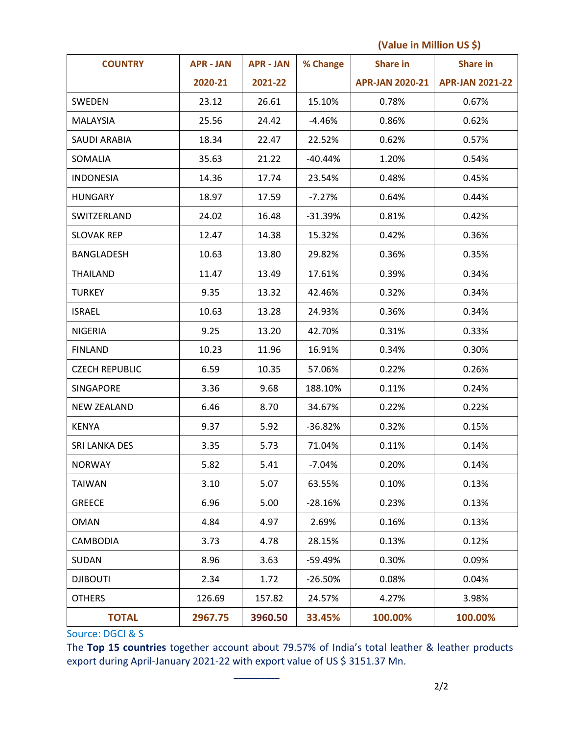(Value in Million US $)

| COUNTRY | APR - JAN 2020-21 | APR - JAN 2021-22 | % Change | Share in APR-JAN 2020-21 | Share in APR-JAN 2021-22 |
|---|---|---|---|---|---|
| SWEDEN | 23.12 | 26.61 | 15.10% | 0.78% | 0.67% |
| MALAYSIA | 25.56 | 24.42 | -4.46% | 0.86% | 0.62% |
| SAUDI ARABIA | 18.34 | 22.47 | 22.52% | 0.62% | 0.57% |
| SOMALIA | 35.63 | 21.22 | -40.44% | 1.20% | 0.54% |
| INDONESIA | 14.36 | 17.74 | 23.54% | 0.48% | 0.45% |
| HUNGARY | 18.97 | 17.59 | -7.27% | 0.64% | 0.44% |
| SWITZERLAND | 24.02 | 16.48 | -31.39% | 0.81% | 0.42% |
| SLOVAK REP | 12.47 | 14.38 | 15.32% | 0.42% | 0.36% |
| BANGLADESH | 10.63 | 13.80 | 29.82% | 0.36% | 0.35% |
| THAILAND | 11.47 | 13.49 | 17.61% | 0.39% | 0.34% |
| TURKEY | 9.35 | 13.32 | 42.46% | 0.32% | 0.34% |
| ISRAEL | 10.63 | 13.28 | 24.93% | 0.36% | 0.34% |
| NIGERIA | 9.25 | 13.20 | 42.70% | 0.31% | 0.33% |
| FINLAND | 10.23 | 11.96 | 16.91% | 0.34% | 0.30% |
| CZECH REPUBLIC | 6.59 | 10.35 | 57.06% | 0.22% | 0.26% |
| SINGAPORE | 3.36 | 9.68 | 188.10% | 0.11% | 0.24% |
| NEW ZEALAND | 6.46 | 8.70 | 34.67% | 0.22% | 0.22% |
| KENYA | 9.37 | 5.92 | -36.82% | 0.32% | 0.15% |
| SRI LANKA DES | 3.35 | 5.73 | 71.04% | 0.11% | 0.14% |
| NORWAY | 5.82 | 5.41 | -7.04% | 0.20% | 0.14% |
| TAIWAN | 3.10 | 5.07 | 63.55% | 0.10% | 0.13% |
| GREECE | 6.96 | 5.00 | -28.16% | 0.23% | 0.13% |
| OMAN | 4.84 | 4.97 | 2.69% | 0.16% | 0.13% |
| CAMBODIA | 3.73 | 4.78 | 28.15% | 0.13% | 0.12% |
| SUDAN | 8.96 | 3.63 | -59.49% | 0.30% | 0.09% |
| DJIBOUTI | 2.34 | 1.72 | -26.50% | 0.08% | 0.04% |
| OTHERS | 126.69 | 157.82 | 24.57% | 4.27% | 3.98% |
| **TOTAL** | **2967.75** | **3960.50** | **33.45%** | **100.00%** | **100.00%** |

Source: DGCI & S

The **Top 15 countries** together account about 79.57% of India's total leather & leather products export during April-January 2021-22 with export value of US $ 3151.37 Mn.

________